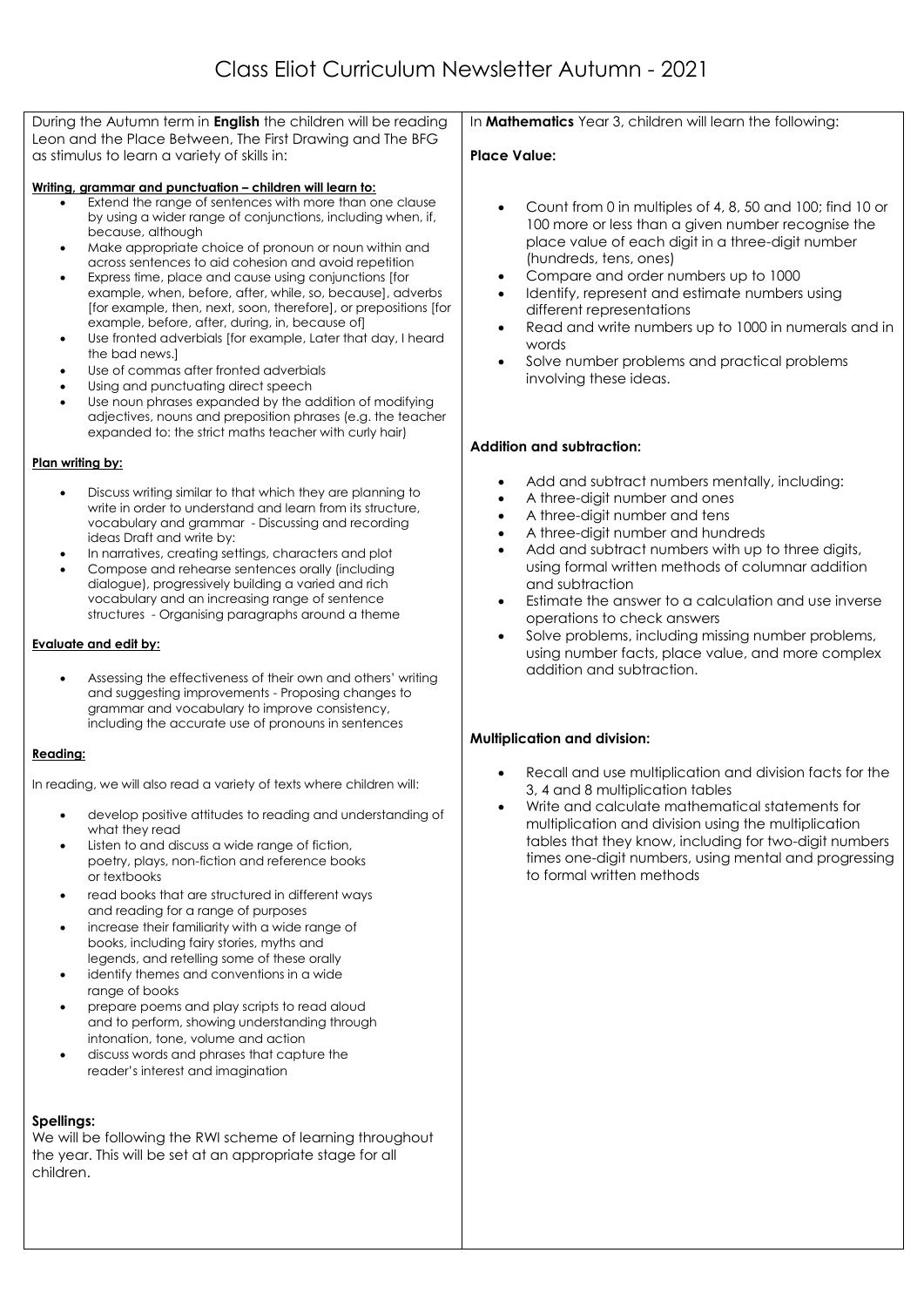# Class Eliot Curriculum Newsletter Autumn - 2021

During the Autumn term in **English** the children will be reading Leon and the Place Between, The First Drawing and The BFG as stimulus to learn a variety of skills in:

**Writing, grammar and punctuation – children will learn to:**

- Extend the range of sentences with more than one clause by using a wider range of conjunctions, including when, if, because, although
- Make appropriate choice of pronoun or noun within and across sentences to aid cohesion and avoid repetition
- Express time, place and cause using conjunctions [for example, when, before, after, while, so, because], adverbs [for example, then, next, soon, therefore], or prepositions [for example, before, after, during, in, because of]
- Use fronted adverbials [for example, Later that day, I heard the bad news.]
- Use of commas after fronted adverbials
- Using and punctuating direct speech
- Use noun phrases expanded by the addition of modifying adjectives, nouns and preposition phrases (e.g. the teacher expanded to: the strict maths teacher with curly hair)

**Plan writing by:**

- Discuss writing similar to that which they are planning to write in order to understand and learn from its structure, vocabulary and grammar - Discussing and recording ideas Draft and write by:
- In narratives, creating settings, characters and plot
- Compose and rehearse sentences orally (including dialogue), progressively building a varied and rich vocabulary and an increasing range of sentence structures - Organising paragraphs around a theme

**Evaluate and edit by:**

- Assessing the effectiveness of their own and others' writing and suggesting improvements - Proposing changes to grammar and vocabulary to improve consistency, including the accurate use of pronouns in sentences

**Reading:**

In reading, we will also read a variety of texts where children will:

- develop positive attitudes to reading and understanding of what they read
- Listen to and discuss a wide range of fiction, poetry, plays, non-fiction and reference books or textbooks
- read books that are structured in different ways and reading for a range of purposes
- increase their familiarity with a wide range of books, including fairy stories, myths and legends, and retelling some of these orally
- identify themes and conventions in a wide range of books
- prepare poems and play scripts to read aloud and to perform, showing understanding through intonation, tone, volume and action
- discuss words and phrases that capture the reader's interest and imagination

**Spellings:**

We will be following the RWI scheme of learning throughout the year. This will be set at an appropriate stage for all children.

In **Mathematics** Year 3, children will learn the following:

**Place Value:**

- Count from 0 in multiples of 4, 8, 50 and 100; find 10 or 100 more or less than a given number recognise the place value of each digit in a three-digit number (hundreds, tens, ones)
- Compare and order numbers up to 1000
- Identify, represent and estimate numbers using different representations
- Read and write numbers up to 1000 in numerals and in words
- Solve number problems and practical problems involving these ideas.

**Addition and subtraction:**

- Add and subtract numbers mentally, including:
- A three-digit number and ones
- A three-digit number and tens
- A three-digit number and hundreds
- Add and subtract numbers with up to three digits, using formal written methods of columnar addition and subtraction
- Estimate the answer to a calculation and use inverse operations to check answers
- Solve problems, including missing number problems, using number facts, place value, and more complex addition and subtraction.

**Multiplication and division:**

- Recall and use multiplication and division facts for the 3, 4 and 8 multiplication tables
- Write and calculate mathematical statements for multiplication and division using the multiplication tables that they know, including for two-digit numbers times one-digit numbers, using mental and progressing to formal written methods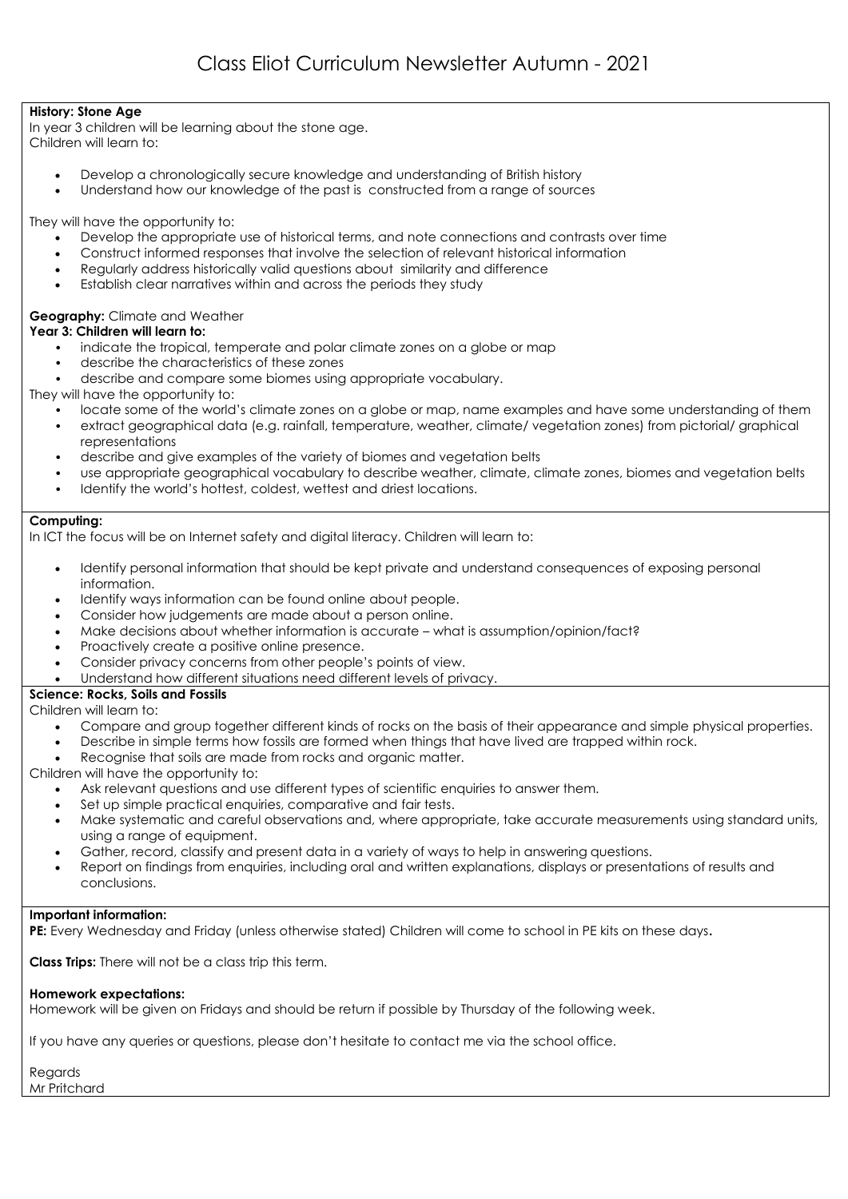# Class Eliot Curriculum Newsletter Autumn - 2021

**History: Stone Age**

In year 3 children will be learning about the stone age.
Children will learn to:

- Develop a chronologically secure knowledge and understanding of British history
- Understand how our knowledge of the past is constructed from a range of sources

They will have the opportunity to:

- Develop the appropriate use of historical terms, and note connections and contrasts over time
- Construct informed responses that involve the selection of relevant historical information
- Regularly address historically valid questions about similarity and difference
- Establish clear narratives within and across the periods they study

**Geography:** Climate and Weather

**Year 3: Children will learn to:**

- indicate the tropical, temperate and polar climate zones on a globe or map
- describe the characteristics of these zones
- describe and compare some biomes using appropriate vocabulary.

They will have the opportunity to:

- locate some of the world's climate zones on a globe or map, name examples and have some understanding of them
- extract geographical data (e.g. rainfall, temperature, weather, climate/ vegetation zones) from pictorial/ graphical representations
- describe and give examples of the variety of biomes and vegetation belts
- use appropriate geographical vocabulary to describe weather, climate, climate zones, biomes and vegetation belts
- Identify the world's hottest, coldest, wettest and driest locations.

**Computing:**

In ICT the focus will be on Internet safety and digital literacy. Children will learn to:

- Identify personal information that should be kept private and understand consequences of exposing personal information.
- Identify ways information can be found online about people.
- Consider how judgements are made about a person online.
- Make decisions about whether information is accurate – what is assumption/opinion/fact?
- Proactively create a positive online presence.
- Consider privacy concerns from other people's points of view.
- Understand how different situations need different levels of privacy.

**Science: Rocks, Soils and Fossils**

Children will learn to:

- Compare and group together different kinds of rocks on the basis of their appearance and simple physical properties.
- Describe in simple terms how fossils are formed when things that have lived are trapped within rock.
- Recognise that soils are made from rocks and organic matter.

Children will have the opportunity to:

- Ask relevant questions and use different types of scientific enquiries to answer them.
- Set up simple practical enquiries, comparative and fair tests.
- Make systematic and careful observations and, where appropriate, take accurate measurements using standard units, using a range of equipment.
- Gather, record, classify and present data in a variety of ways to help in answering questions.
- Report on findings from enquiries, including oral and written explanations, displays or presentations of results and conclusions.

**Important information:**

**PE:** Every Wednesday and Friday (unless otherwise stated) Children will come to school in PE kits on these days**.**

**Class Trips:** There will not be a class trip this term.

**Homework expectations:**

Homework will be given on Fridays and should be return if possible by Thursday of the following week.

If you have any queries or questions, please don't hesitate to contact me via the school office.

Regards
Mr Pritchard